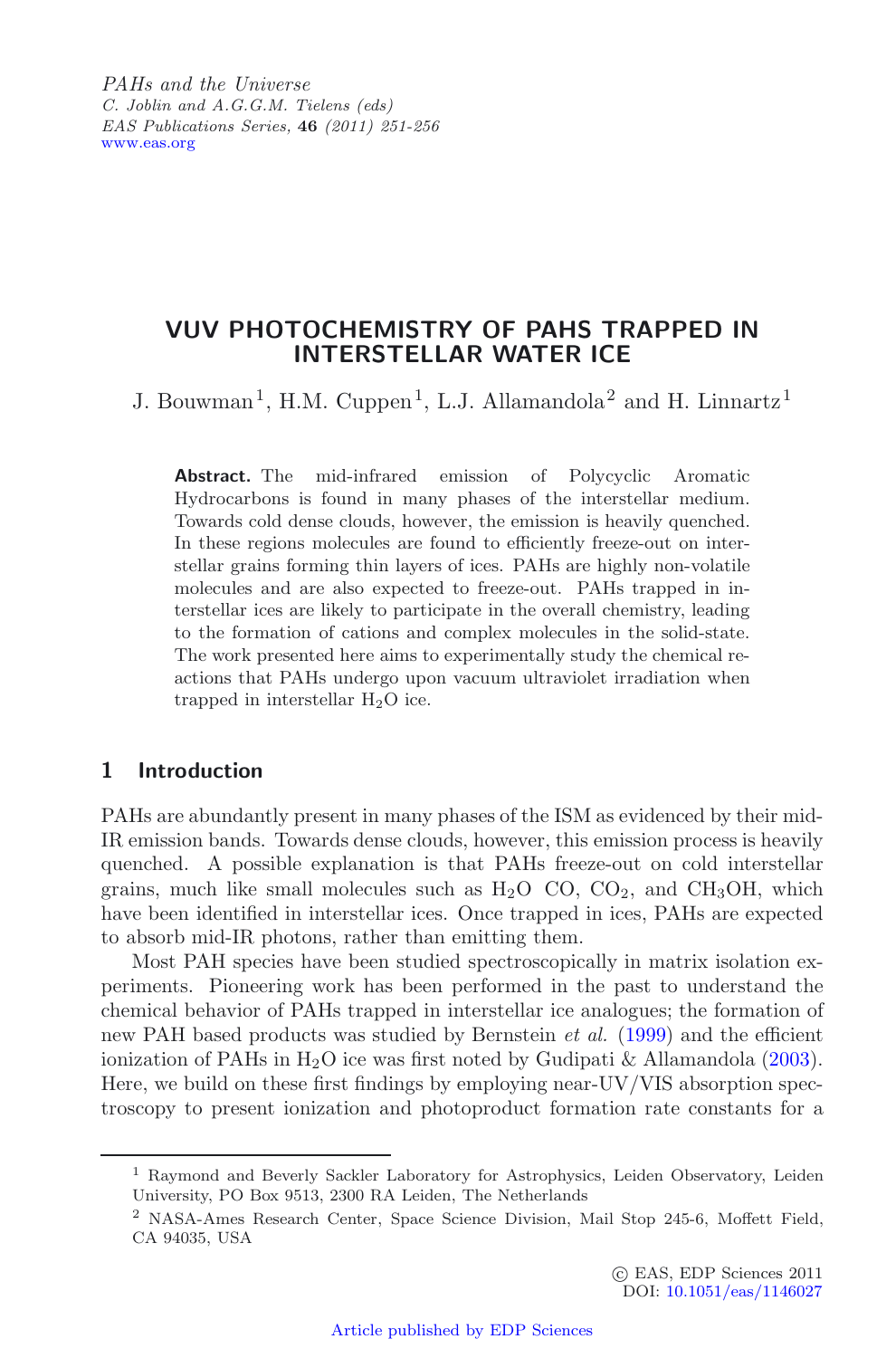*PAHs and the Universe*
*C. Joblin and A.G.G.M. Tielens (eds)*
*EAS Publications Series,* **46** *(2011) 251-256*
www.eas.org

# VUV PHOTOCHEMISTRY OF PAHS TRAPPED IN INTERSTELLAR WATER ICE

J. Bouwman[1], H.M. Cuppen[1], L.J. Allamandola[2] and H. Linnartz[1]

**Abstract.** The mid-infrared emission of Polycyclic Aromatic Hydrocarbons is found in many phases of the interstellar medium. Towards cold dense clouds, however, the emission is heavily quenched. In these regions molecules are found to efficiently freeze-out on interstellar grains forming thin layers of ices. PAHs are highly non-volatile molecules and are also expected to freeze-out. PAHs trapped in interstellar ices are likely to participate in the overall chemistry, leading to the formation of cations and complex molecules in the solid-state. The work presented here aims to experimentally study the chemical reactions that PAHs undergo upon vacuum ultraviolet irradiation when trapped in interstellar $H_2O$ ice.

## 1 Introduction

PAHs are abundantly present in many phases of the ISM as evidenced by their mid-IR emission bands. Towards dense clouds, however, this emission process is heavily quenched. A possible explanation is that PAHs freeze-out on cold interstellar grains, much like small molecules such as $H_2O$ CO, $CO_2$, and $CH_3OH$, which have been identified in interstellar ices. Once trapped in ices, PAHs are expected to absorb mid-IR photons, rather than emitting them.

Most PAH species have been studied spectroscopically in matrix isolation experiments. Pioneering work has been performed in the past to understand the chemical behavior of PAHs trapped in interstellar ice analogues; the formation of new PAH based products was studied by Bernstein *et al.* (1999) and the efficient ionization of PAHs in $H_2O$ ice was first noted by Gudipati & Allamandola (2003). Here, we build on these first findings by employing near-UV/VIS absorption spectroscopy to present ionization and photoproduct formation rate constants for a

[1] Raymond and Beverly Sackler Laboratory for Astrophysics, Leiden Observatory, Leiden University, PO Box 9513, 2300 RA Leiden, The Netherlands

[2] NASA-Ames Research Center, Space Science Division, Mail Stop 245-6, Moffett Field, CA 94035, USA

© EAS, EDP Sciences 2011
DOI: 10.1051/eas/1146027

Article published by EDP Sciences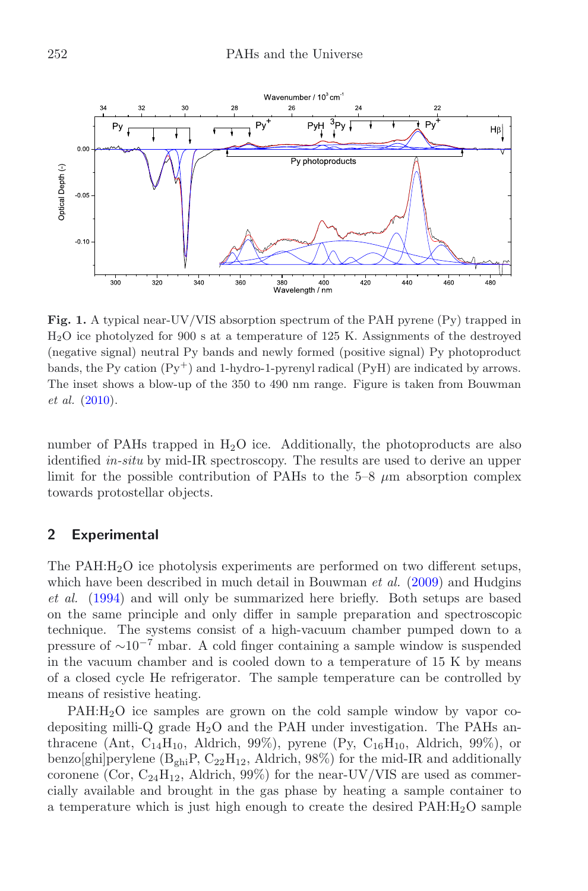**Fig. 1.** A typical near-UV/VIS absorption spectrum of the PAH pyrene (Py) trapped in $H_2O$ ice photolyzed for 900 s at a temperature of 125 K. Assignments of the destroyed (negative signal) neutral Py bands and newly formed (positive signal) Py photoproduct bands, the Py cation ($Py^+$) and 1-hydro-1-pyrenyl radical (PyH) are indicated by arrows. The inset shows a blow-up of the 350 to 490 nm range. Figure is taken from Bouwman *et al.* (2010).

number of PAHs trapped in $H_2O$ ice. Additionally, the photoproducts are also identified *in-situ* by mid-IR spectroscopy. The results are used to derive an upper limit for the possible contribution of PAHs to the 5–8 $\mu$m absorption complex towards protostellar objects.

## 2 Experimental

The PAH:$H_2O$ ice photolysis experiments are performed on two different setups, which have been described in much detail in Bouwman *et al.* (2009) and Hudgins *et al.* (1994) and will only be summarized here briefly. Both setups are based on the same principle and only differ in sample preparation and spectroscopic technique. The systems consist of a high-vacuum chamber pumped down to a pressure of $\sim 10^{-7}$ mbar. A cold finger containing a sample window is suspended in the vacuum chamber and is cooled down to a temperature of 15 K by means of a closed cycle He refrigerator. The sample temperature can be controlled by means of resistive heating.

PAH:$H_2O$ ice samples are grown on the cold sample window by vapor co-depositing milli-Q grade $H_2O$ and the PAH under investigation. The PAHs anthracene (Ant, $C_{14}H_{10}$, Aldrich, 99%), pyrene (Py, $C_{16}H_{10}$, Aldrich, 99%), or benzo[ghi]perylene ($B_{ghi}P$, $C_{22}H_{12}$, Aldrich, 98%) for the mid-IR and additionally coronene (Cor, $C_{24}H_{12}$, Aldrich, 99%) for the near-UV/VIS are used as commercially available and brought in the gas phase by heating a sample container to a temperature which is just high enough to create the desired PAH:$H_2O$ sample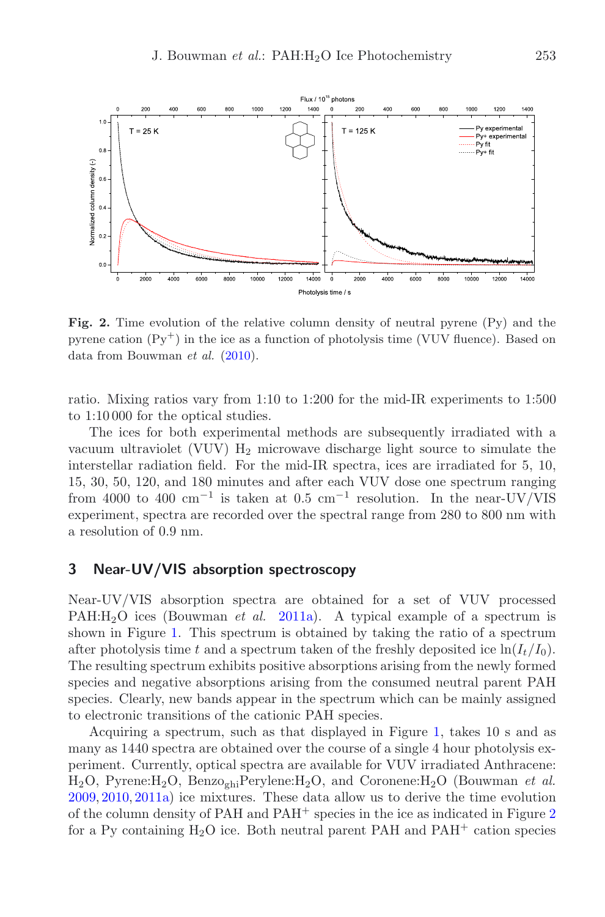**Fig. 2.** Time evolution of the relative column density of neutral pyrene (Py) and the pyrene cation ($Py^+$) in the ice as a function of photolysis time (VUV fluence). Based on data from Bouwman *et al.* (2010).

ratio. Mixing ratios vary from 1:10 to 1:200 for the mid-IR experiments to 1:500 to 1:10 000 for the optical studies.

The ices for both experimental methods are subsequently irradiated with a vacuum ultraviolet (VUV) $H_2$ microwave discharge light source to simulate the interstellar radiation field. For the mid-IR spectra, ices are irradiated for 5, 10, 15, 30, 50, 120, and 180 minutes and after each VUV dose one spectrum ranging from 4000 to 400 $cm^{-1}$ is taken at 0.5 $cm^{-1}$ resolution. In the near-UV/VIS experiment, spectra are recorded over the spectral range from 280 to 800 nm with a resolution of 0.9 nm.

## 3 Near-UV/VIS absorption spectroscopy

Near-UV/VIS absorption spectra are obtained for a set of VUV processed PAH:$H_2O$ ices (Bouwman *et al.* 2011a). A typical example of a spectrum is shown in Figure 1. This spectrum is obtained by taking the ratio of a spectrum after photolysis time $t$ and a spectrum taken of the freshly deposited ice $\ln(I_t/I_0)$. The resulting spectrum exhibits positive absorptions arising from the newly formed species and negative absorptions arising from the consumed neutral parent PAH species. Clearly, new bands appear in the spectrum which can be mainly assigned to electronic transitions of the cationic PAH species.

Acquiring a spectrum, such as that displayed in Figure 1, takes 10 s and as many as 1440 spectra are obtained over the course of a single 4 hour photolysis experiment. Currently, optical spectra are available for VUV irradiated Anthracene:$H_2O$, Pyrene:$H_2O$, Benzo$_{\text{ghi}}$Perylene:$H_2O$, and Coronene:$H_2O$ (Bouwman *et al.* 2009, 2010, 2011a) ice mixtures. These data allow us to derive the time evolution of the column density of PAH and $PAH^+$ species in the ice as indicated in Figure 2 for a Py containing $H_2O$ ice. Both neutral parent PAH and $PAH^+$ cation species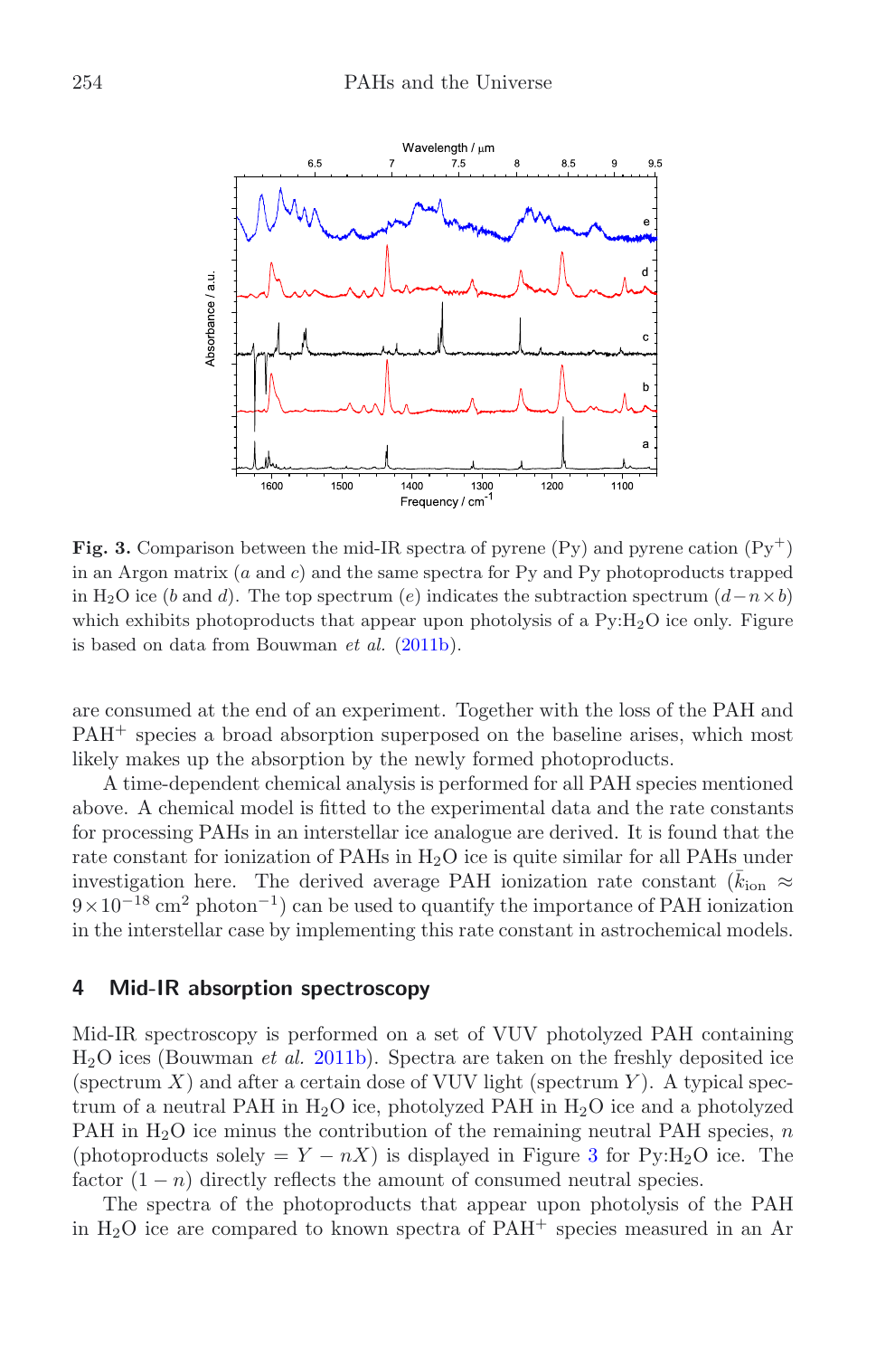**Fig. 3.** Comparison between the mid-IR spectra of pyrene (Py) and pyrene cation ($Py^+$) in an Argon matrix (*a* and *c*) and the same spectra for Py and Py photoproducts trapped in $H_2O$ ice (*b* and *d*). The top spectrum (*e*) indicates the subtraction spectrum ($d - n \times b$) which exhibits photoproducts that appear upon photolysis of a Py:$H_2O$ ice only. Figure is based on data from Bouwman *et al.* (2011b).

are consumed at the end of an experiment. Together with the loss of the PAH and $PAH^+$ species a broad absorption superposed on the baseline arises, which most likely makes up the absorption by the newly formed photoproducts.

A time-dependent chemical analysis is performed for all PAH species mentioned above. A chemical model is fitted to the experimental data and the rate constants for processing PAHs in an interstellar ice analogue are derived. It is found that the rate constant for ionization of PAHs in $H_2O$ ice is quite similar for all PAHs under investigation here. The derived average PAH ionization rate constant ($\bar{k}_{\rm ion} \approx 9 \times 10^{-18}$ cm$^2$ photon$^{-1}$) can be used to quantify the importance of PAH ionization in the interstellar case by implementing this rate constant in astrochemical models.

## 4 Mid-IR absorption spectroscopy

Mid-IR spectroscopy is performed on a set of VUV photolyzed PAH containing $H_2O$ ices (Bouwman *et al.* 2011b). Spectra are taken on the freshly deposited ice (spectrum $X$) and after a certain dose of VUV light (spectrum $Y$). A typical spectrum of a neutral PAH in $H_2O$ ice, photolyzed PAH in $H_2O$ ice and a photolyzed PAH in $H_2O$ ice minus the contribution of the remaining neutral PAH species, $n$ (photoproducts solely $= Y - nX$) is displayed in Figure 3 for Py:$H_2O$ ice. The factor $(1 - n)$ directly reflects the amount of consumed neutral species.

The spectra of the photoproducts that appear upon photolysis of the PAH in $H_2O$ ice are compared to known spectra of $PAH^+$ species measured in an Ar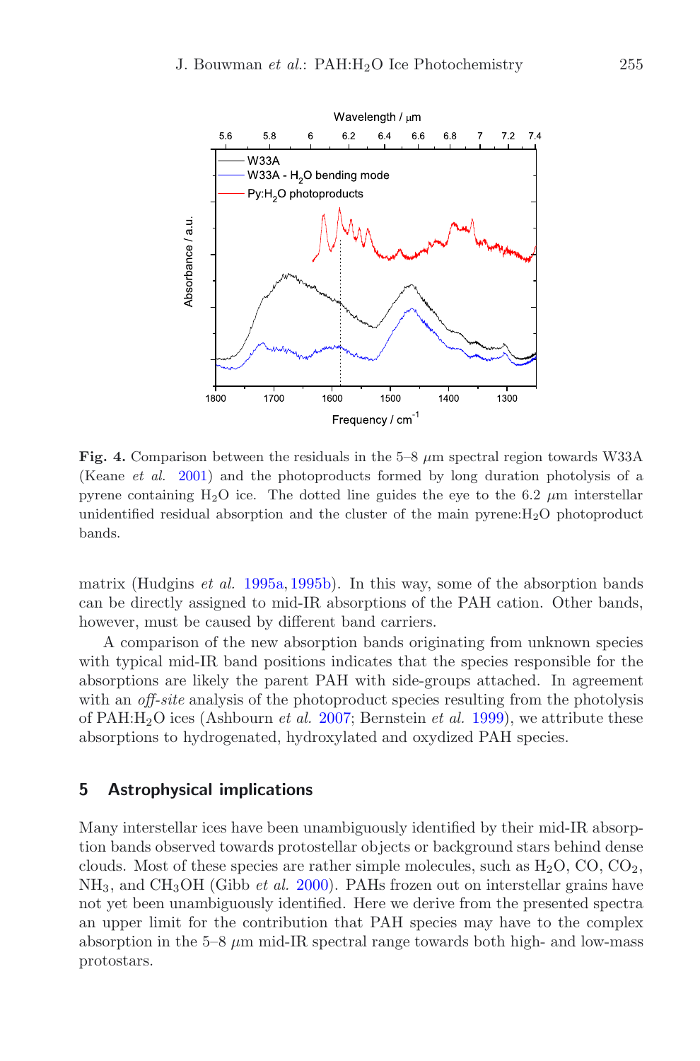**Fig. 4.** Comparison between the residuals in the 5–8 $\mu$m spectral region towards W33A (Keane *et al.* 2001) and the photoproducts formed by long duration photolysis of a pyrene containing $H_2O$ ice. The dotted line guides the eye to the 6.2 $\mu$m interstellar unidentified residual absorption and the cluster of the main pyrene:$H_2O$ photoproduct bands.

matrix (Hudgins *et al.* 1995a, 1995b). In this way, some of the absorption bands can be directly assigned to mid-IR absorptions of the PAH cation. Other bands, however, must be caused by different band carriers.

A comparison of the new absorption bands originating from unknown species with typical mid-IR band positions indicates that the species responsible for the absorptions are likely the parent PAH with side-groups attached. In agreement with an *off-site* analysis of the photoproduct species resulting from the photolysis of PAH:$H_2O$ ices (Ashbourn *et al.* 2007; Bernstein *et al.* 1999), we attribute these absorptions to hydrogenated, hydroxylated and oxydized PAH species.

## 5 Astrophysical implications

Many interstellar ices have been unambiguously identified by their mid-IR absorption bands observed towards protostellar objects or background stars behind dense clouds. Most of these species are rather simple molecules, such as $H_2O$, CO, $CO_2$, $NH_3$, and $CH_3OH$ (Gibb *et al.* 2000). PAHs frozen out on interstellar grains have not yet been unambiguously identified. Here we derive from the presented spectra an upper limit for the contribution that PAH species may have to the complex absorption in the 5–8 $\mu$m mid-IR spectral range towards both high- and low-mass protostars.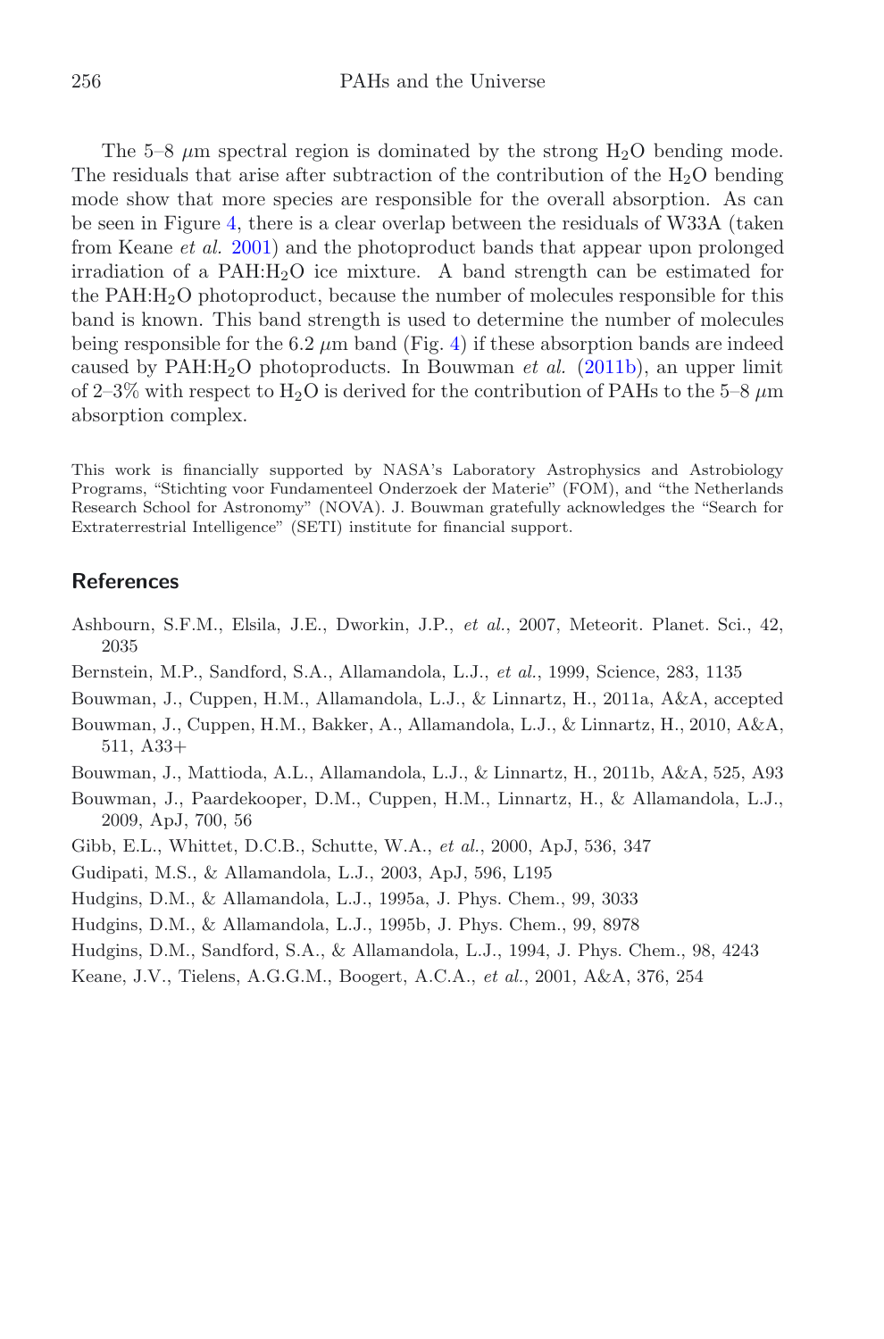The 5–8 $\mu$m spectral region is dominated by the strong $H_2O$ bending mode. The residuals that arise after subtraction of the contribution of the $H_2O$ bending mode show that more species are responsible for the overall absorption. As can be seen in Figure 4, there is a clear overlap between the residuals of W33A (taken from Keane *et al.* 2001) and the photoproduct bands that appear upon prolonged irradiation of a PAH:$H_2O$ ice mixture. A band strength can be estimated for the PAH:$H_2O$ photoproduct, because the number of molecules responsible for this band is known. This band strength is used to determine the number of molecules being responsible for the 6.2 $\mu$m band (Fig. 4) if these absorption bands are indeed caused by PAH:$H_2O$ photoproducts. In Bouwman *et al.* (2011b), an upper limit of 2–3% with respect to $H_2O$ is derived for the contribution of PAHs to the 5–8 $\mu$m absorption complex.

This work is financially supported by NASA's Laboratory Astrophysics and Astrobiology Programs, "Stichting voor Fundamenteel Onderzoek der Materie" (FOM), and "the Netherlands Research School for Astronomy" (NOVA). J. Bouwman gratefully acknowledges the "Search for Extraterrestrial Intelligence" (SETI) institute for financial support.

## References

Ashbourn, S.F.M., Elsila, J.E., Dworkin, J.P., *et al.*, 2007, Meteorit. Planet. Sci., 42, 2035

Bernstein, M.P., Sandford, S.A., Allamandola, L.J., *et al.*, 1999, Science, 283, 1135

Bouwman, J., Cuppen, H.M., Allamandola, L.J., & Linnartz, H., 2011a, A&A, accepted

Bouwman, J., Cuppen, H.M., Bakker, A., Allamandola, L.J., & Linnartz, H., 2010, A&A, 511, A33+

Bouwman, J., Mattioda, A.L., Allamandola, L.J., & Linnartz, H., 2011b, A&A, 525, A93

Bouwman, J., Paardekooper, D.M., Cuppen, H.M., Linnartz, H., & Allamandola, L.J., 2009, ApJ, 700, 56

Gibb, E.L., Whittet, D.C.B., Schutte, W.A., *et al.*, 2000, ApJ, 536, 347

Gudipati, M.S., & Allamandola, L.J., 2003, ApJ, 596, L195

Hudgins, D.M., & Allamandola, L.J., 1995a, J. Phys. Chem., 99, 3033

Hudgins, D.M., & Allamandola, L.J., 1995b, J. Phys. Chem., 99, 8978

Hudgins, D.M., Sandford, S.A., & Allamandola, L.J., 1994, J. Phys. Chem., 98, 4243

Keane, J.V., Tielens, A.G.G.M., Boogert, A.C.A., *et al.*, 2001, A&A, 376, 254